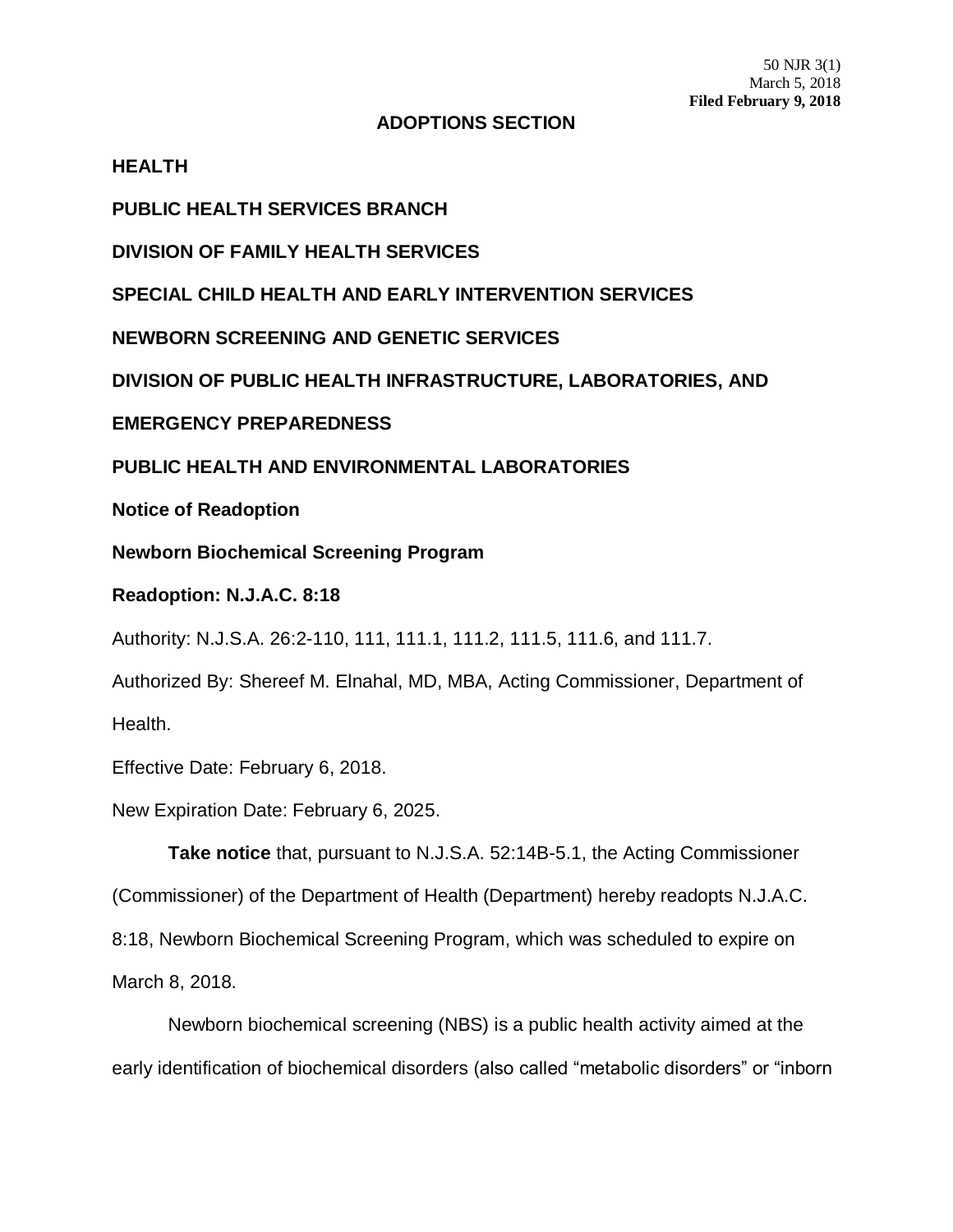50 NJR 3(1)
March 5, 2018
**Filed February 9, 2018**

## ADOPTIONS SECTION

**HEALTH**

**PUBLIC HEALTH SERVICES BRANCH**

**DIVISION OF FAMILY HEALTH SERVICES**

**SPECIAL CHILD HEALTH AND EARLY INTERVENTION SERVICES**

**NEWBORN SCREENING AND GENETIC SERVICES**

**DIVISION OF PUBLIC HEALTH INFRASTRUCTURE, LABORATORIES, AND EMERGENCY PREPAREDNESS**

**PUBLIC HEALTH AND ENVIRONMENTAL LABORATORIES**

**Notice of Readoption**

**Newborn Biochemical Screening Program**

**Readoption: N.J.A.C. 8:18**

Authority: N.J.S.A. 26:2-110, 111, 111.1, 111.2, 111.5, 111.6, and 111.7.

Authorized By: Shereef M. Elnahal, MD, MBA, Acting Commissioner, Department of Health.

Effective Date: February 6, 2018.

New Expiration Date: February 6, 2025.

**Take notice** that, pursuant to N.J.S.A. 52:14B-5.1, the Acting Commissioner (Commissioner) of the Department of Health (Department) hereby readopts N.J.A.C. 8:18, Newborn Biochemical Screening Program, which was scheduled to expire on March 8, 2018.

Newborn biochemical screening (NBS) is a public health activity aimed at the early identification of biochemical disorders (also called "metabolic disorders" or "inborn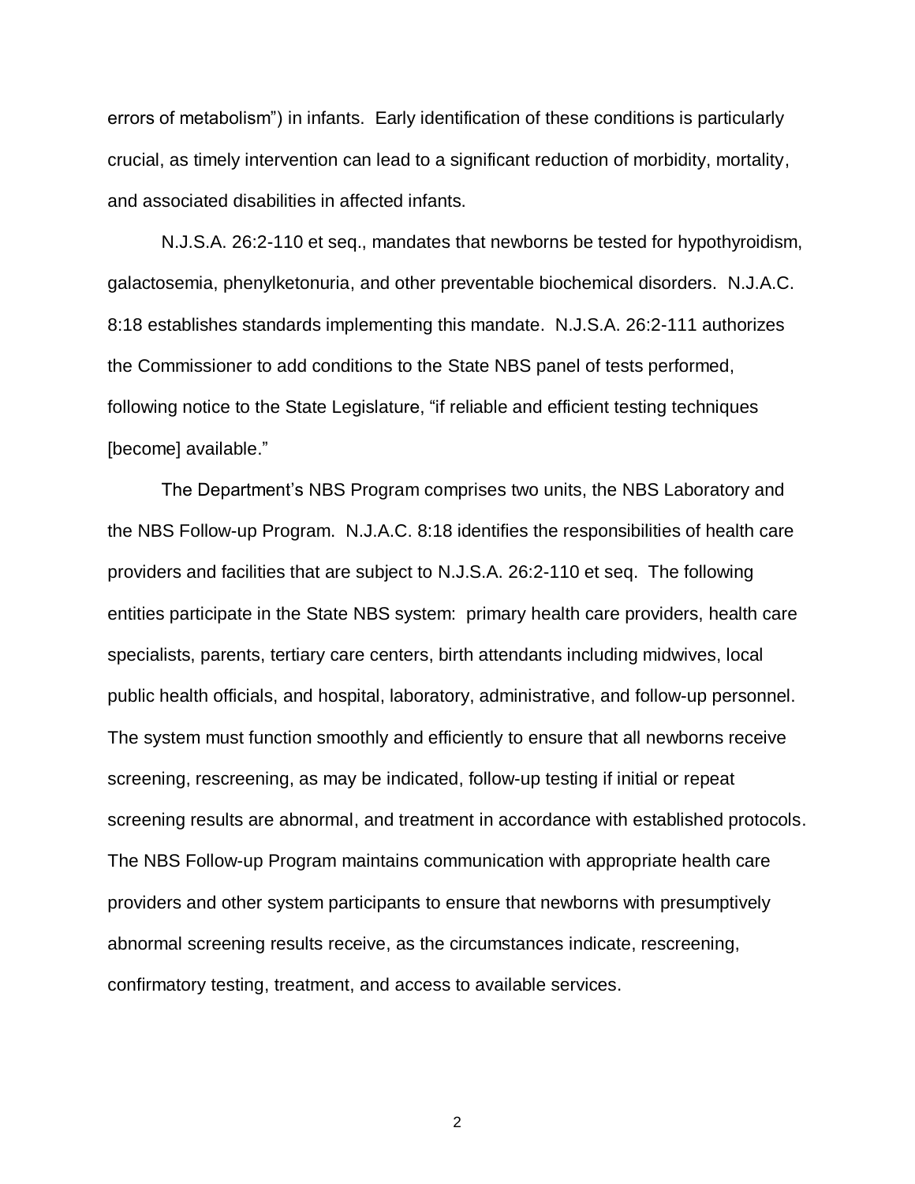errors of metabolism") in infants. Early identification of these conditions is particularly crucial, as timely intervention can lead to a significant reduction of morbidity, mortality, and associated disabilities in affected infants.

N.J.S.A. 26:2-110 et seq., mandates that newborns be tested for hypothyroidism, galactosemia, phenylketonuria, and other preventable biochemical disorders. N.J.A.C. 8:18 establishes standards implementing this mandate. N.J.S.A. 26:2-111 authorizes the Commissioner to add conditions to the State NBS panel of tests performed, following notice to the State Legislature, "if reliable and efficient testing techniques [become] available."

The Department's NBS Program comprises two units, the NBS Laboratory and the NBS Follow-up Program. N.J.A.C. 8:18 identifies the responsibilities of health care providers and facilities that are subject to N.J.S.A. 26:2-110 et seq. The following entities participate in the State NBS system: primary health care providers, health care specialists, parents, tertiary care centers, birth attendants including midwives, local public health officials, and hospital, laboratory, administrative, and follow-up personnel. The system must function smoothly and efficiently to ensure that all newborns receive screening, rescreening, as may be indicated, follow-up testing if initial or repeat screening results are abnormal, and treatment in accordance with established protocols. The NBS Follow-up Program maintains communication with appropriate health care providers and other system participants to ensure that newborns with presumptively abnormal screening results receive, as the circumstances indicate, rescreening, confirmatory testing, treatment, and access to available services.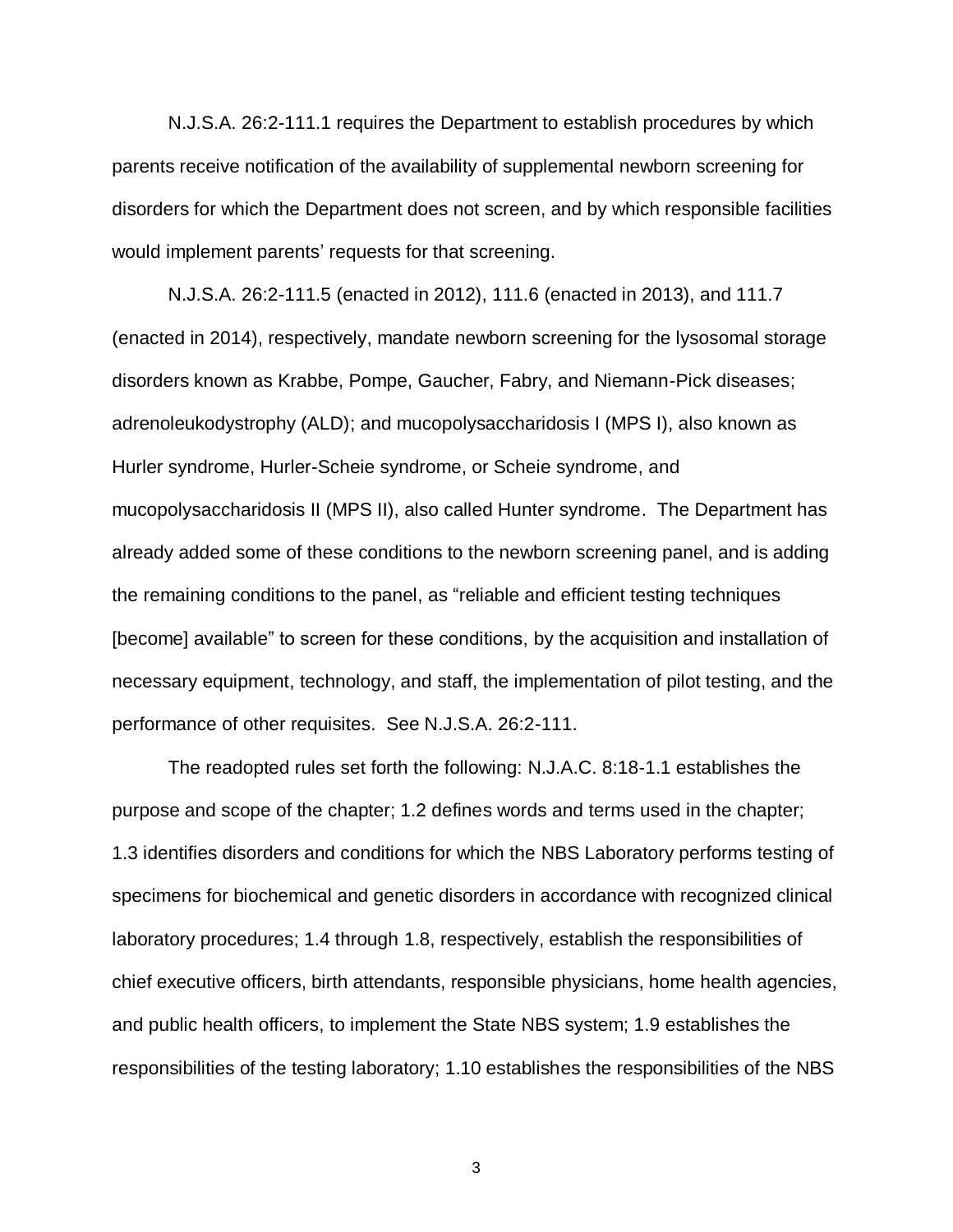N.J.S.A. 26:2-111.1 requires the Department to establish procedures by which parents receive notification of the availability of supplemental newborn screening for disorders for which the Department does not screen, and by which responsible facilities would implement parents' requests for that screening.

N.J.S.A. 26:2-111.5 (enacted in 2012), 111.6 (enacted in 2013), and 111.7 (enacted in 2014), respectively, mandate newborn screening for the lysosomal storage disorders known as Krabbe, Pompe, Gaucher, Fabry, and Niemann-Pick diseases; adrenoleukodystrophy (ALD); and mucopolysaccharidosis I (MPS I), also known as Hurler syndrome, Hurler-Scheie syndrome, or Scheie syndrome, and mucopolysaccharidosis II (MPS II), also called Hunter syndrome. The Department has already added some of these conditions to the newborn screening panel, and is adding the remaining conditions to the panel, as "reliable and efficient testing techniques [become] available" to screen for these conditions, by the acquisition and installation of necessary equipment, technology, and staff, the implementation of pilot testing, and the performance of other requisites. See N.J.S.A. 26:2-111.

The readopted rules set forth the following: N.J.A.C. 8:18-1.1 establishes the purpose and scope of the chapter; 1.2 defines words and terms used in the chapter; 1.3 identifies disorders and conditions for which the NBS Laboratory performs testing of specimens for biochemical and genetic disorders in accordance with recognized clinical laboratory procedures; 1.4 through 1.8, respectively, establish the responsibilities of chief executive officers, birth attendants, responsible physicians, home health agencies, and public health officers, to implement the State NBS system; 1.9 establishes the responsibilities of the testing laboratory; 1.10 establishes the responsibilities of the NBS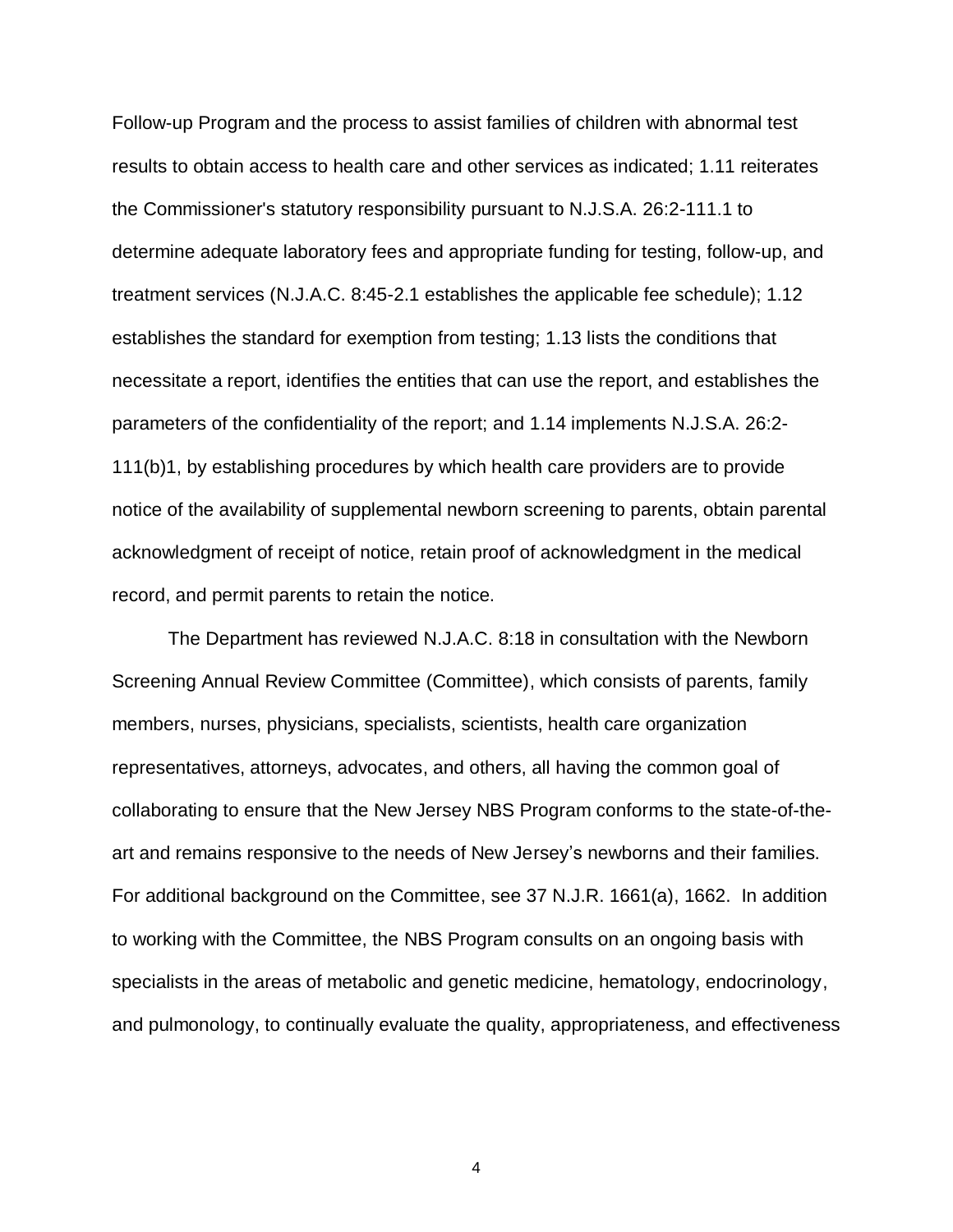Follow-up Program and the process to assist families of children with abnormal test results to obtain access to health care and other services as indicated; 1.11 reiterates the Commissioner's statutory responsibility pursuant to N.J.S.A. 26:2-111.1 to determine adequate laboratory fees and appropriate funding for testing, follow-up, and treatment services (N.J.A.C. 8:45-2.1 establishes the applicable fee schedule); 1.12 establishes the standard for exemption from testing; 1.13 lists the conditions that necessitate a report, identifies the entities that can use the report, and establishes the parameters of the confidentiality of the report; and 1.14 implements N.J.S.A. 26:2-111(b)1, by establishing procedures by which health care providers are to provide notice of the availability of supplemental newborn screening to parents, obtain parental acknowledgment of receipt of notice, retain proof of acknowledgment in the medical record, and permit parents to retain the notice.

The Department has reviewed N.J.A.C. 8:18 in consultation with the Newborn Screening Annual Review Committee (Committee), which consists of parents, family members, nurses, physicians, specialists, scientists, health care organization representatives, attorneys, advocates, and others, all having the common goal of collaborating to ensure that the New Jersey NBS Program conforms to the state-of-the-art and remains responsive to the needs of New Jersey's newborns and their families. For additional background on the Committee, see 37 N.J.R. 1661(a), 1662. In addition to working with the Committee, the NBS Program consults on an ongoing basis with specialists in the areas of metabolic and genetic medicine, hematology, endocrinology, and pulmonology, to continually evaluate the quality, appropriateness, and effectiveness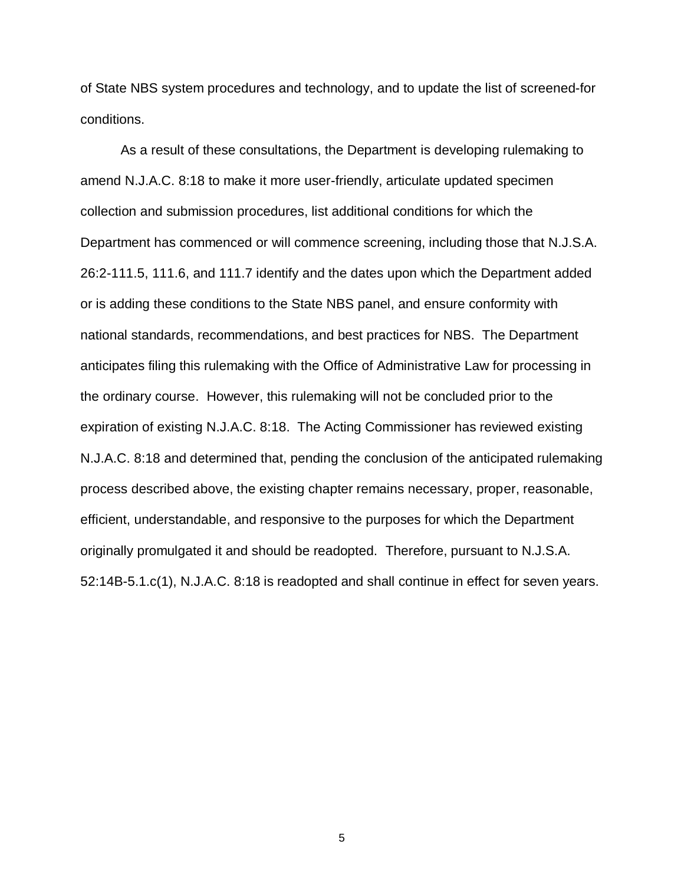of State NBS system procedures and technology, and to update the list of screened-for conditions.

As a result of these consultations, the Department is developing rulemaking to amend N.J.A.C. 8:18 to make it more user-friendly, articulate updated specimen collection and submission procedures, list additional conditions for which the Department has commenced or will commence screening, including those that N.J.S.A. 26:2-111.5, 111.6, and 111.7 identify and the dates upon which the Department added or is adding these conditions to the State NBS panel, and ensure conformity with national standards, recommendations, and best practices for NBS. The Department anticipates filing this rulemaking with the Office of Administrative Law for processing in the ordinary course. However, this rulemaking will not be concluded prior to the expiration of existing N.J.A.C. 8:18. The Acting Commissioner has reviewed existing N.J.A.C. 8:18 and determined that, pending the conclusion of the anticipated rulemaking process described above, the existing chapter remains necessary, proper, reasonable, efficient, understandable, and responsive to the purposes for which the Department originally promulgated it and should be readopted. Therefore, pursuant to N.J.S.A. 52:14B-5.1.c(1), N.J.A.C. 8:18 is readopted and shall continue in effect for seven years.